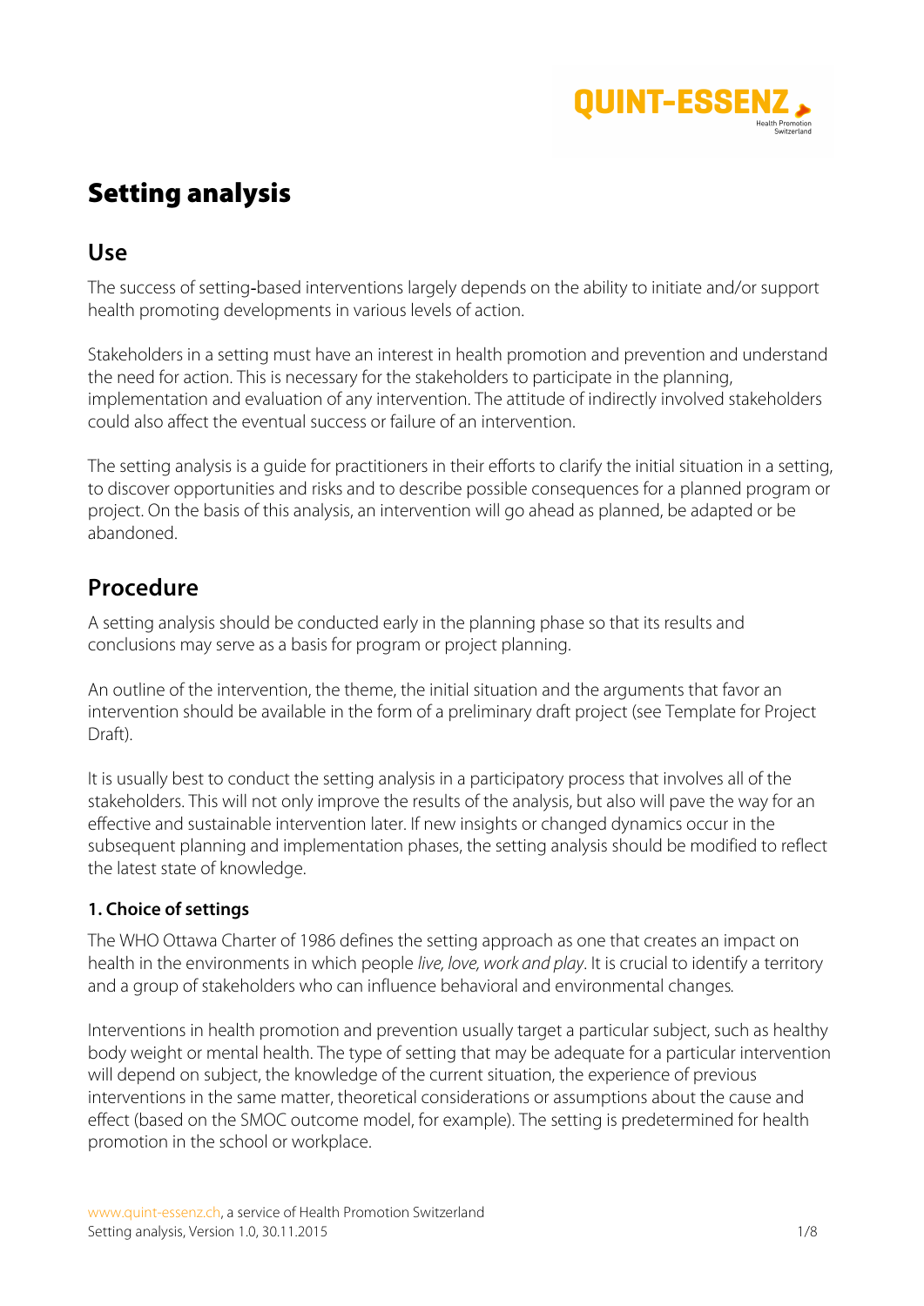# Setting analysis

## Use

The success of setting-based interventions largely depends on the ability to initiate and/or support health promoting developments in various levels of action.

Stakeholders in a setting must have an interest in health promotion and prevention and understand the need for action. This is necessary for the stakeholders to participate in the planning, implementation and evaluation of any intervention. The attitude of indirectly involved stakeholders could also affect the eventual success or failure of an intervention.

The setting analysis is a guide for practitioners in their efforts to clarify the initial situation in a setting, to discover opportunities and risks and to describe possible consequences for a planned program or project. On the basis of this analysis, an intervention will go ahead as planned, be adapted or be abandoned.

## Procedure

A setting analysis should be conducted early in the planning phase so that its results and conclusions may serve as a basis for program or project planning.

An outline of the intervention, the theme, the initial situation and the arguments that favor an intervention should be available in the form of a preliminary draft project (see Template for Project Draft).

It is usually best to conduct the setting analysis in a participatory process that involves all of the stakeholders. This will not only improve the results of the analysis, but also will pave the way for an effective and sustainable intervention later. If new insights or changed dynamics occur in the subsequent planning and implementation phases, the setting analysis should be modified to reflect the latest state of knowledge.

### 1. Choice of settings

The WHO Ottawa Charter of 1986 defines the setting approach as one that creates an impact on health in the environments in which people *live, love, work and play*. It is crucial to identify a territory and a group of stakeholders who can influence behavioral and environmental changes.

Interventions in health promotion and prevention usually target a particular subject, such as healthy body weight or mental health. The type of setting that may be adequate for a particular intervention will depend on subject, the knowledge of the current situation, the experience of previous interventions in the same matter, theoretical considerations or assumptions about the cause and effect (based on the SMOC outcome model, for example). The setting is predetermined for health promotion in the school or workplace.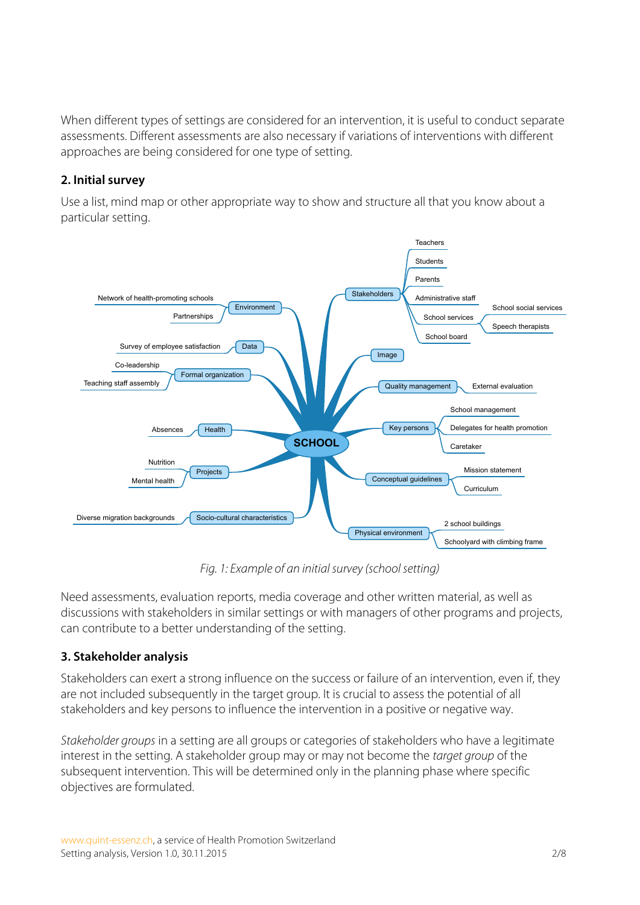When different types of settings are considered for an intervention, it is useful to conduct separate assessments. Different assessments are also necessary if variations of interventions with different approaches are being considered for one type of setting.

## 2. Initial survey

Use a list, mind map or other appropriate way to show and structure all that you know about a particular setting.

- **SCHOOL**
  - Stakeholders
    - Teachers
    - Students
    - Parents
    - Administrative staff
    - School services
      - School social services
      - Speech therapists
    - School board
  - Image
  - Quality management
    - External evaluation
  - Key persons
    - School management
    - Delegates for health promotion
    - Caretaker
  - Conceptual guidelines
    - Mission statement
    - Curriculum
  - Physical environment
    - 2 school buildings
    - Schoolyard with climbing frame
  - Environment
    - Network of health-promoting schools
    - Partnerships
  - Data
    - Survey of employee satisfaction
  - Formal organization
    - Co-leadership
    - Teaching staff assembly
  - Health
    - Absences
  - Projects
    - Nutrition
    - Mental health
  - Socio-cultural characteristics
    - Diverse migration backgrounds

*Fig. 1: Example of an initial survey (school setting)*

Need assessments, evaluation reports, media coverage and other written material, as well as discussions with stakeholders in similar settings or with managers of other programs and projects, can contribute to a better understanding of the setting.

## 3. Stakeholder analysis

Stakeholders can exert a strong influence on the success or failure of an intervention, even if, they are not included subsequently in the target group. It is crucial to assess the potential of all stakeholders and key persons to influence the intervention in a positive or negative way.

*Stakeholder groups* in a setting are all groups or categories of stakeholders who have a legitimate interest in the setting. A stakeholder group may or may not become the *target group* of the subsequent intervention. This will be determined only in the planning phase where specific objectives are formulated.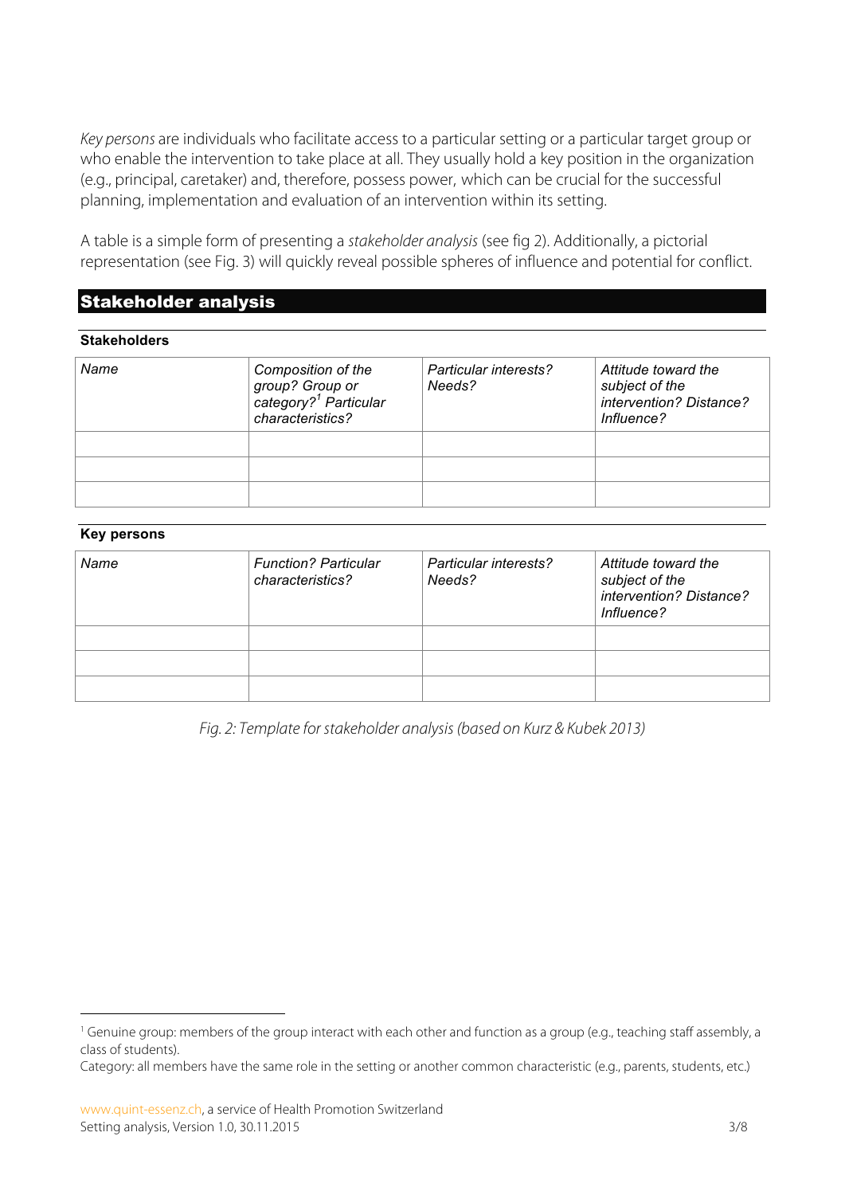*Key persons* are individuals who facilitate access to a particular setting or a particular target group or who enable the intervention to take place at all. They usually hold a key position in the organization (e.g., principal, caretaker) and, therefore, possess power, which can be crucial for the successful planning, implementation and evaluation of an intervention within its setting.

A table is a simple form of presenting a *stakeholder analysis* (see fig 2). Additionally, a pictorial representation (see Fig. 3) will quickly reveal possible spheres of influence and potential for conflict.

## Stakeholder analysis

**Stakeholders**

| *Name* | *Composition of the group? Group or category?[1] Particular characteristics?* | *Particular interests? Needs?* | *Attitude toward the subject of the intervention? Distance? Influence?* |
|---|---|---|---|
| | | | |
| | | | |
| | | | |

**Key persons**

| *Name* | *Function? Particular characteristics?* | *Particular interests? Needs?* | *Attitude toward the subject of the intervention? Distance? Influence?* |
|---|---|---|---|
| | | | |
| | | | |
| | | | |

*Fig. 2: Template for stakeholder analysis (based on Kurz & Kubek 2013)*

[1] Genuine group: members of the group interact with each other and function as a group (e.g., teaching staff assembly, a class of students).
Category: all members have the same role in the setting or another common characteristic (e.g., parents, students, etc.)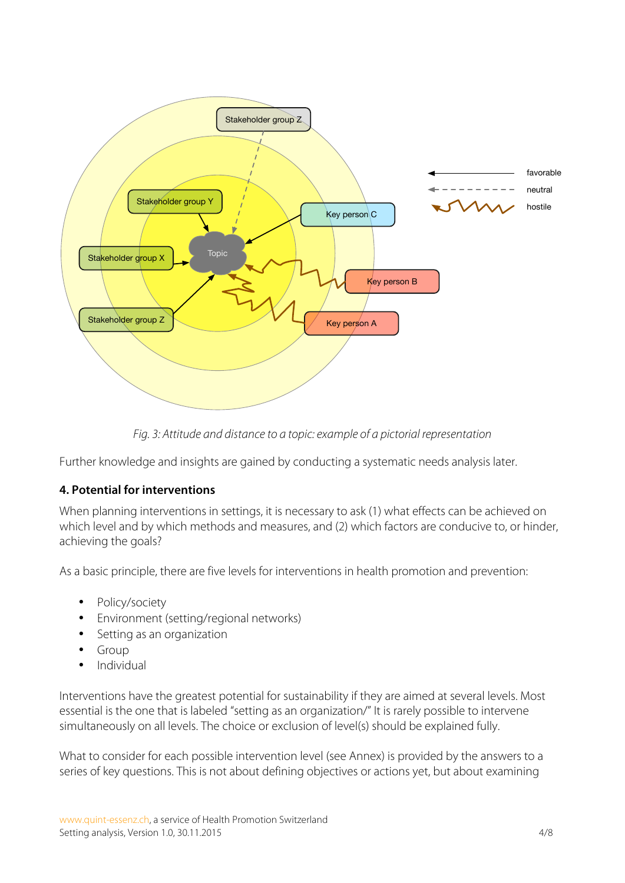*Fig. 3: Attitude and distance to a topic: example of a pictorial representation*

Further knowledge and insights are gained by conducting a systematic needs analysis later.

## 4. Potential for interventions

When planning interventions in settings, it is necessary to ask (1) what effects can be achieved on which level and by which methods and measures, and (2) which factors are conducive to, or hinder, achieving the goals?

As a basic principle, there are five levels for interventions in health promotion and prevention:

- Policy/society
- Environment (setting/regional networks)
- Setting as an organization
- Group
- Individual

Interventions have the greatest potential for sustainability if they are aimed at several levels. Most essential is the one that is labeled "setting as an organization/" It is rarely possible to intervene simultaneously on all levels. The choice or exclusion of level(s) should be explained fully.

What to consider for each possible intervention level (see Annex) is provided by the answers to a series of key questions. This is not about defining objectives or actions yet, but about examining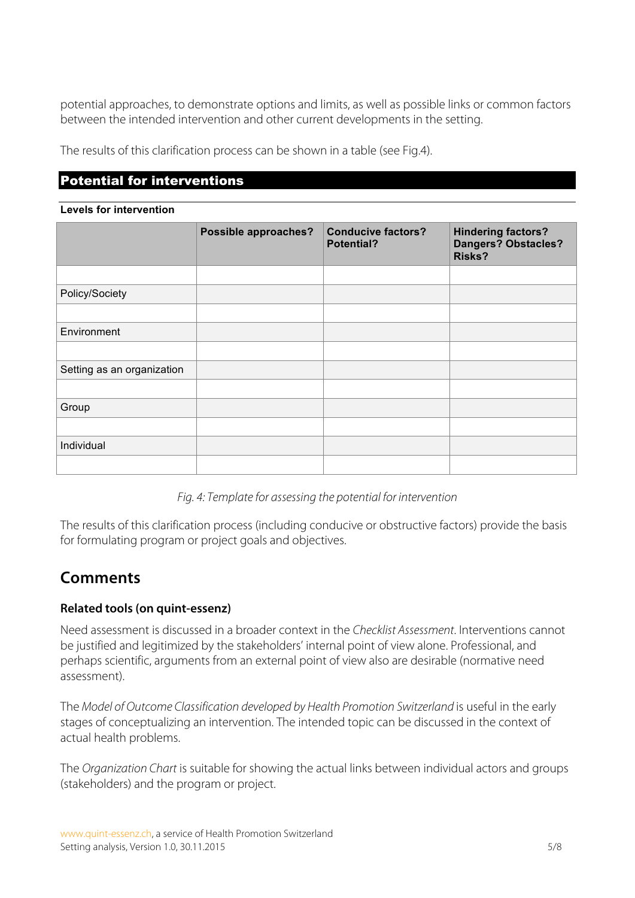potential approaches, to demonstrate options and limits, as well as possible links or common factors between the intended intervention and other current developments in the setting.

The results of this clarification process can be shown in a table (see Fig.4).

## Potential for interventions

**Levels for intervention**

| | **Possible approaches?** | **Conducive factors? Potential?** | **Hindering factors? Dangers? Obstacles? Risks?** |
|---|---|---|---|
| | | | |
| Policy/Society | | | |
| | | | |
| Environment | | | |
| | | | |
| Setting as an organization | | | |
| | | | |
| Group | | | |
| | | | |
| Individual | | | |
| | | | |

*Fig. 4: Template for assessing the potential for intervention*

The results of this clarification process (including conducive or obstructive factors) provide the basis for formulating program or project goals and objectives.

# Comments

### Related tools (on quint-essenz)

Need assessment is discussed in a broader context in the *Checklist Assessment*. Interventions cannot be justified and legitimized by the stakeholders' internal point of view alone. Professional, and perhaps scientific, arguments from an external point of view also are desirable (normative need assessment).

The *Model of Outcome Classification developed by Health Promotion Switzerland* is useful in the early stages of conceptualizing an intervention. The intended topic can be discussed in the context of actual health problems.

The *Organization Chart* is suitable for showing the actual links between individual actors and groups (stakeholders) and the program or project.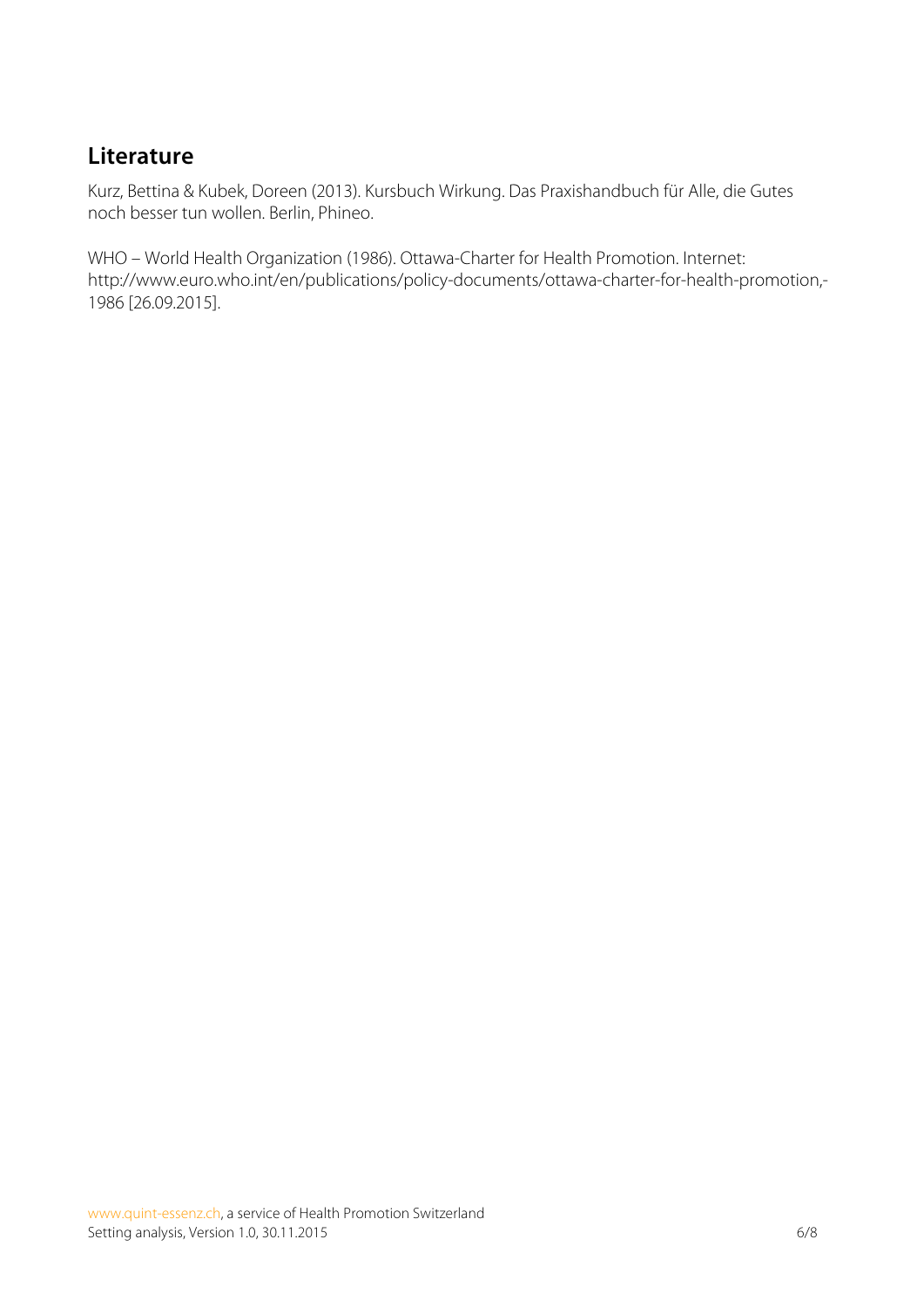## Literature

Kurz, Bettina & Kubek, Doreen (2013). Kursbuch Wirkung. Das Praxishandbuch für Alle, die Gutes noch besser tun wollen. Berlin, Phineo.

WHO – World Health Organization (1986). Ottawa-Charter for Health Promotion. Internet: http://www.euro.who.int/en/publications/policy-documents/ottawa-charter-for-health-promotion,-1986 [26.09.2015].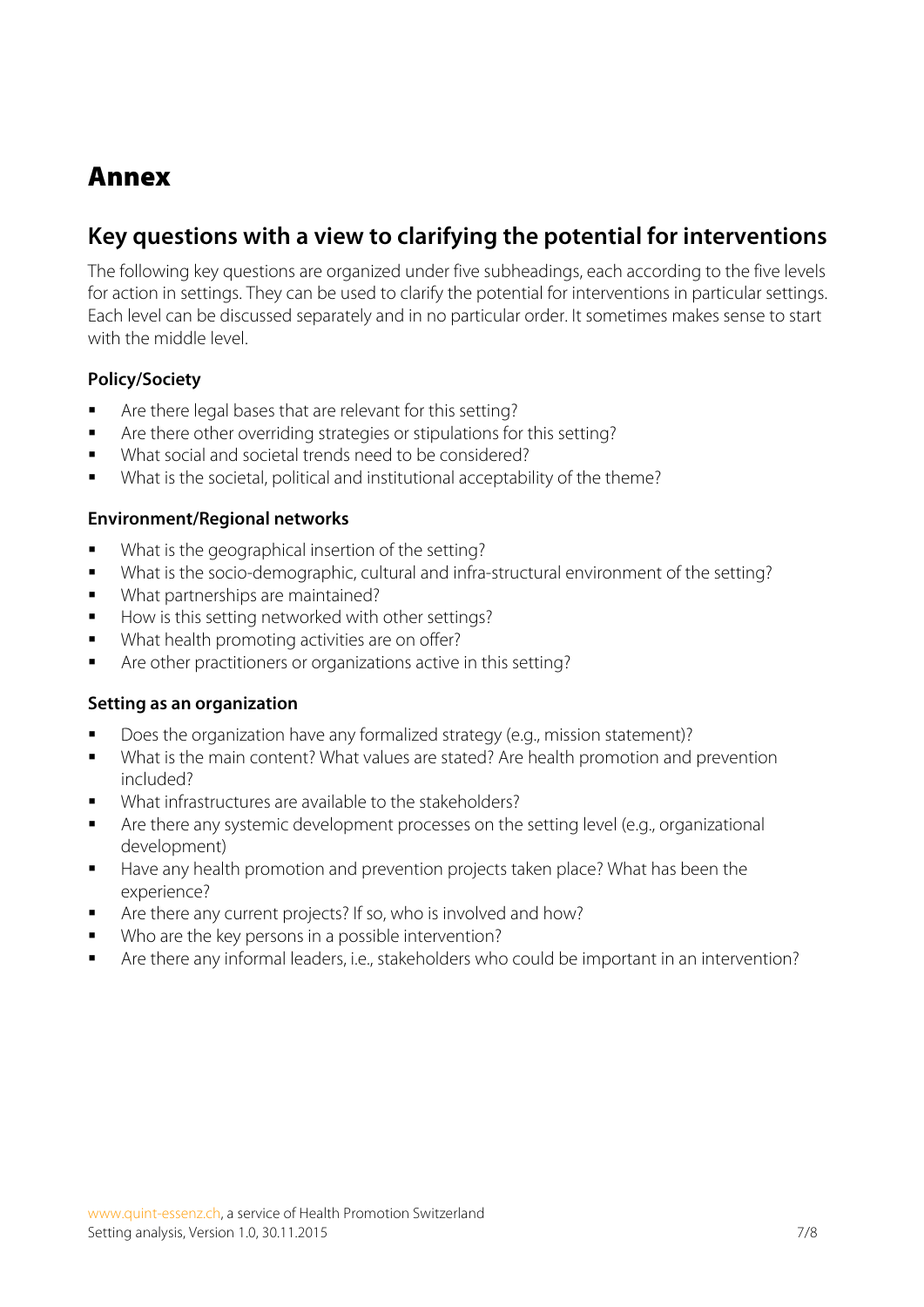# Annex

## Key questions with a view to clarifying the potential for interventions

The following key questions are organized under five subheadings, each according to the five levels for action in settings. They can be used to clarify the potential for interventions in particular settings. Each level can be discussed separately and in no particular order. It sometimes makes sense to start with the middle level.

**Policy/Society**

- Are there legal bases that are relevant for this setting?
- Are there other overriding strategies or stipulations for this setting?
- What social and societal trends need to be considered?
- What is the societal, political and institutional acceptability of the theme?

**Environment/Regional networks**

- What is the geographical insertion of the setting?
- What is the socio-demographic, cultural and infra-structural environment of the setting?
- What partnerships are maintained?
- How is this setting networked with other settings?
- What health promoting activities are on offer?
- Are other practitioners or organizations active in this setting?

**Setting as an organization**

- Does the organization have any formalized strategy (e.g., mission statement)?
- What is the main content? What values are stated? Are health promotion and prevention included?
- What infrastructures are available to the stakeholders?
- Are there any systemic development processes on the setting level (e.g., organizational development)
- Have any health promotion and prevention projects taken place? What has been the experience?
- Are there any current projects? If so, who is involved and how?
- Who are the key persons in a possible intervention?
- Are there any informal leaders, i.e., stakeholders who could be important in an intervention?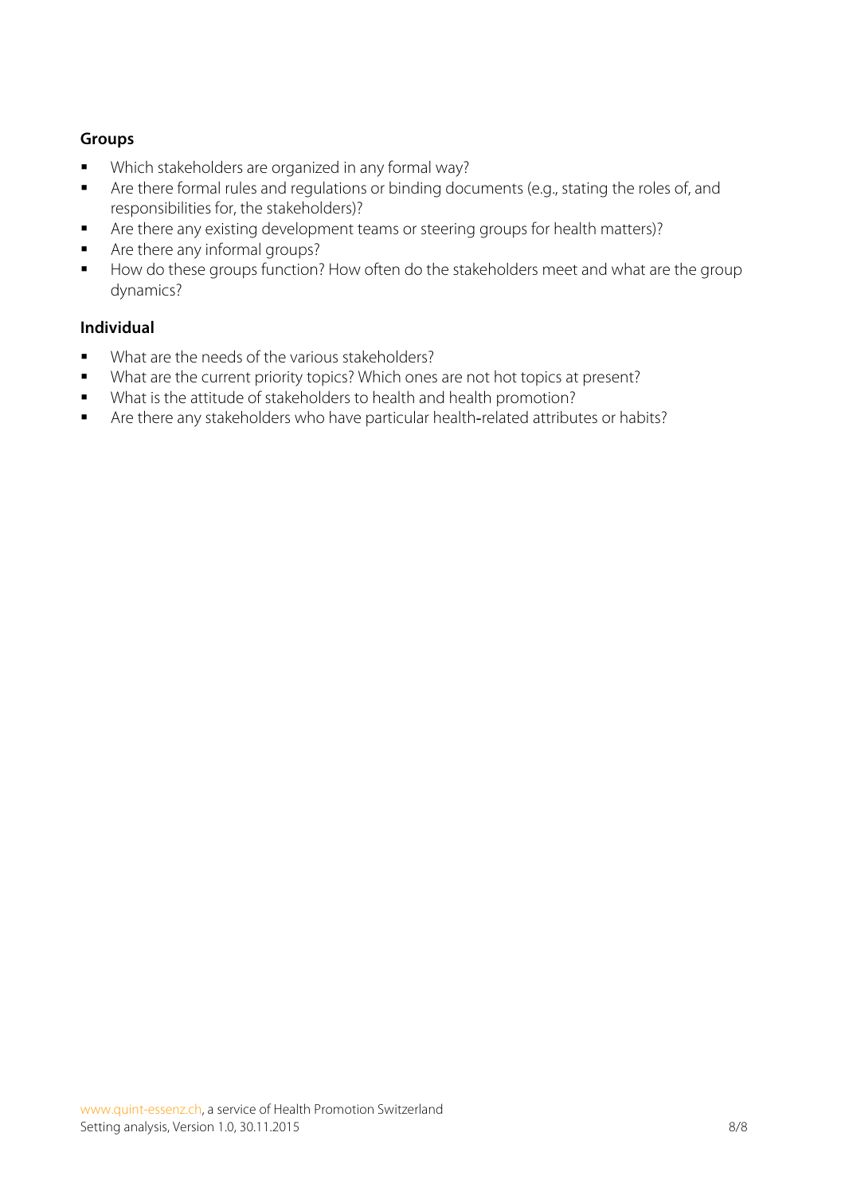**Groups**

- Which stakeholders are organized in any formal way?
- Are there formal rules and regulations or binding documents (e.g., stating the roles of, and responsibilities for, the stakeholders)?
- Are there any existing development teams or steering groups for health matters)?
- Are there any informal groups?
- How do these groups function? How often do the stakeholders meet and what are the group dynamics?

**Individual**

- What are the needs of the various stakeholders?
- What are the current priority topics? Which ones are not hot topics at present?
- What is the attitude of stakeholders to health and health promotion?
- Are there any stakeholders who have particular health-related attributes or habits?